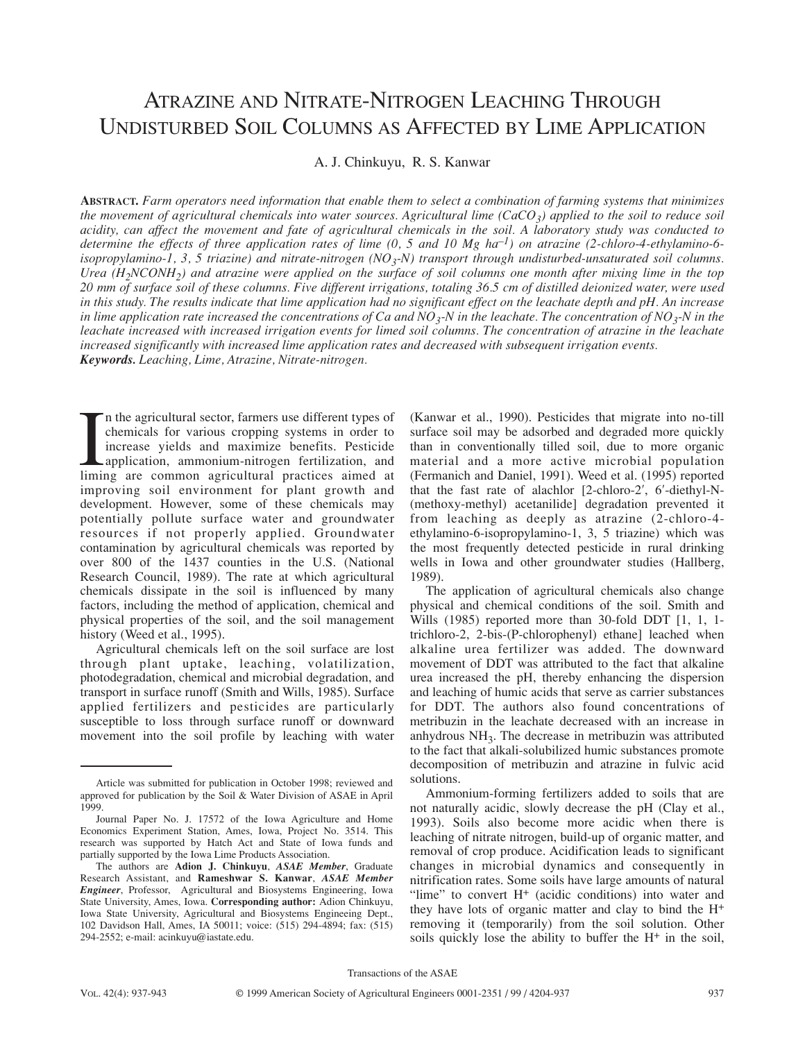# Atrazine and Nitrate-Nitrogen Leaching Through Undisturbed Soil Columns as Affected by Lime Application

A. J. Chinkuyu, R. S. Kanwar

**Abstract.** *Farm operators need information that enable them to select a combination of farming systems that minimizes the movement of agricultural chemicals into water sources. Agricultural lime ($CaCO_3$) applied to the soil to reduce soil acidity, can affect the movement and fate of agricultural chemicals in the soil. A laboratory study was conducted to determine the effects of three application rates of lime (0, 5 and 10 Mg ha$^{-1}$) on atrazine (2-chloro-4-ethylamino-6-isopropylamino-1, 3, 5 triazine) and nitrate-nitrogen ($NO_3$-N) transport through undisturbed-unsaturated soil columns. Urea ($H_2NCONH_2$) and atrazine were applied on the surface of soil columns one month after mixing lime in the top 20 mm of surface soil of these columns. Five different irrigations, totaling 36.5 cm of distilled deionized water, were used in this study. The results indicate that lime application had no significant effect on the leachate depth and pH. An increase in lime application rate increased the concentrations of Ca and $NO_3$-N in the leachate. The concentration of $NO_3$-N in the leachate increased with increased irrigation events for limed soil columns. The concentration of atrazine in the leachate increased significantly with increased lime application rates and decreased with subsequent irrigation events.*

***Keywords.*** *Leaching, Lime, Atrazine, Nitrate-nitrogen.*

In the agricultural sector, farmers use different types of chemicals for various cropping systems in order to increase yields and maximize benefits. Pesticide application, ammonium-nitrogen fertilization, and liming are common agricultural practices aimed at improving soil environment for plant growth and development. However, some of these chemicals may potentially pollute surface water and groundwater resources if not properly applied. Groundwater contamination by agricultural chemicals was reported by over 800 of the 1437 counties in the U.S. (National Research Council, 1989). The rate at which agricultural chemicals dissipate in the soil is influenced by many factors, including the method of application, chemical and physical properties of the soil, and the soil management history (Weed et al., 1995).

Agricultural chemicals left on the soil surface are lost through plant uptake, leaching, volatilization, photodegradation, chemical and microbial degradation, and transport in surface runoff (Smith and Wills, 1985). Surface applied fertilizers and pesticides are particularly susceptible to loss through surface runoff or downward movement into the soil profile by leaching with water (Kanwar et al., 1990). Pesticides that migrate into no-till surface soil may be adsorbed and degraded more quickly than in conventionally tilled soil, due to more organic material and a more active microbial population (Fermanich and Daniel, 1991). Weed et al. (1995) reported that the fast rate of alachlor [2-chloro-2′, 6′-diethyl-N-(methoxy-methyl) acetanilide] degradation prevented it from leaching as deeply as atrazine (2-chloro-4-ethylamino-6-isopropylamino-1, 3, 5 triazine) which was the most frequently detected pesticide in rural drinking wells in Iowa and other groundwater studies (Hallberg, 1989).

The application of agricultural chemicals also change physical and chemical conditions of the soil. Smith and Wills (1985) reported more than 30-fold DDT [1, 1, 1-trichloro-2, 2-bis-(P-chlorophenyl) ethane] leached when alkaline urea fertilizer was added. The downward movement of DDT was attributed to the fact that alkaline urea increased the pH, thereby enhancing the dispersion and leaching of humic acids that serve as carrier substances for DDT. The authors also found concentrations of metribuzin in the leachate decreased with an increase in anhydrous $NH_3$. The decrease in metribuzin was attributed to the fact that alkali-solubilized humic substances promote decomposition of metribuzin and atrazine in fulvic acid solutions.

Ammonium-forming fertilizers added to soils that are not naturally acidic, slowly decrease the pH (Clay et al., 1993). Soils also become more acidic when there is leaching of nitrate nitrogen, build-up of organic matter, and removal of crop produce. Acidification leads to significant changes in microbial dynamics and consequently in nitrification rates. Some soils have large amounts of natural "lime" to convert $H^+$ (acidic conditions) into water and they have lots of organic matter and clay to bind the $H^+$ removing it (temporarily) from the soil solution. Other soils quickly lose the ability to buffer the $H^+$ in the soil,

---

Article was submitted for publication in October 1998; reviewed and approved for publication by the Soil & Water Division of ASAE in April 1999.

Journal Paper No. J. 17572 of the Iowa Agriculture and Home Economics Experiment Station, Ames, Iowa, Project No. 3514. This research was supported by Hatch Act and State of Iowa funds and partially supported by the Iowa Lime Products Association.

The authors are **Adion J. Chinkuyu**, ***ASAE Member***, Graduate Research Assistant, and **Rameshwar S. Kanwar**, ***ASAE Member Engineer***, Professor, Agricultural and Biosystems Engineering, Iowa State University, Ames, Iowa. **Corresponding author:** Adion Chinkuyu, Iowa State University, Agricultural and Biosystems Engineeing Dept., 102 Davidson Hall, Ames, IA 50011; voice: (515) 294-4894; fax: (515) 294-2552; e-mail: acinkuyu@iastate.edu.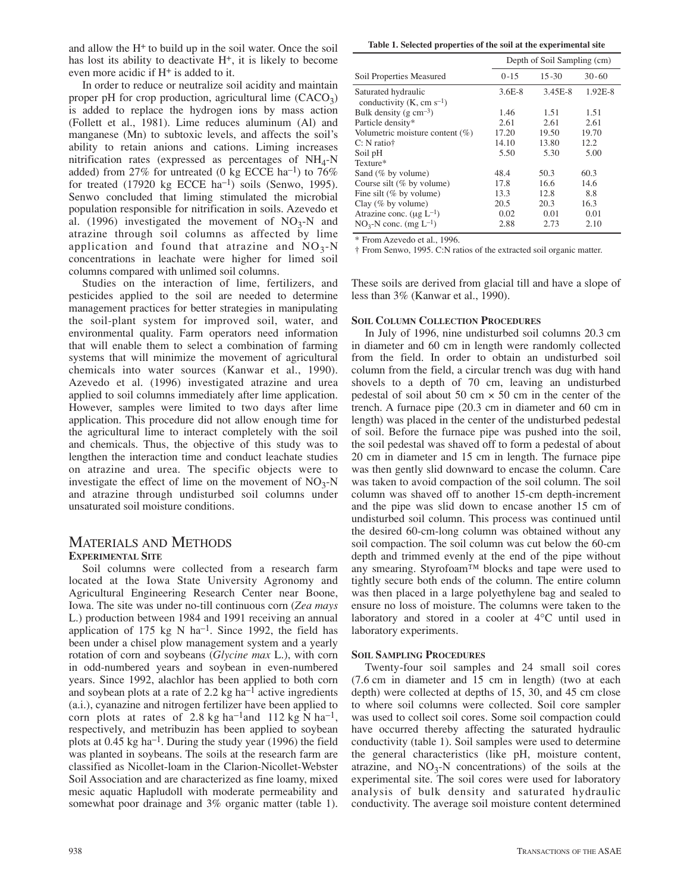and allow the $H^+$ to build up in the soil water. Once the soil has lost its ability to deactivate $H^+$, it is likely to become even more acidic if $H^+$ is added to it.

In order to reduce or neutralize soil acidity and maintain proper pH for crop production, agricultural lime ($CACO_3$) is added to replace the hydrogen ions by mass action (Follett et al., 1981). Lime reduces aluminum (Al) and manganese (Mn) to subtoxic levels, and affects the soil's ability to retain anions and cations. Liming increases nitrification rates (expressed as percentages of $NH_4$-N added) from 27% for untreated (0 kg ECCE $ha^{-1}$) to 76% for treated (17920 kg ECCE $ha^{-1}$) soils (Senwo, 1995). Senwo concluded that liming stimulated the microbial population responsible for nitrification in soils. Azevedo et al. (1996) investigated the movement of $NO_3$-N and atrazine through soil columns as affected by lime application and found that atrazine and $NO_3$-N concentrations in leachate were higher for limed soil columns compared with unlimed soil columns.

Studies on the interaction of lime, fertilizers, and pesticides applied to the soil are needed to determine management practices for better strategies in manipulating the soil-plant system for improved soil, water, and environmental quality. Farm operators need information that will enable them to select a combination of farming systems that will minimize the movement of agricultural chemicals into water sources (Kanwar et al., 1990). Azevedo et al. (1996) investigated atrazine and urea applied to soil columns immediately after lime application. However, samples were limited to two days after lime application. This procedure did not allow enough time for the agricultural lime to interact completely with the soil and chemicals. Thus, the objective of this study was to lengthen the interaction time and conduct leachate studies on atrazine and urea. The specific objects were to investigate the effect of lime on the movement of $NO_3$-N and atrazine through undisturbed soil columns under unsaturated soil moisture conditions.

# MATERIALS AND METHODS

## EXPERIMENTAL SITE

Soil columns were collected from a research farm located at the Iowa State University Agronomy and Agricultural Engineering Research Center near Boone, Iowa. The site was under no-till continuous corn (*Zea mays* L.) production between 1984 and 1991 receiving an annual application of 175 kg N $ha^{-1}$. Since 1992, the field has been under a chisel plow management system and a yearly rotation of corn and soybeans (*Glycine max* L.), with corn in odd-numbered years and soybean in even-numbered years. Since 1992, alachlor has been applied to both corn and soybean plots at a rate of 2.2 kg $ha^{-1}$ active ingredients (a.i.), cyanazine and nitrogen fertilizer have been applied to corn plots at rates of 2.8 kg $ha^{-1}$and 112 kg N $ha^{-1}$, respectively, and metribuzin has been applied to soybean plots at 0.45 kg $ha^{-1}$. During the study year (1996) the field was planted in soybeans. The soils at the research farm are classified as Nicollet-loam in the Clarion-Nicollet-Webster Soil Association and are characterized as fine loamy, mixed mesic aquatic Hapludoll with moderate permeability and somewhat poor drainage and 3% organic matter (table 1).

**Table 1. Selected properties of the soil at the experimental site**

| Soil Properties Measured | Depth of Soil Sampling (cm) | | |
|---|---|---|---|
| | 0-15 | 15-30 | 30-60 |
| Saturated hydraulic conductivity (K, cm $s^{-1}$) | 3.6E-8 | 3.45E-8 | 1.92E-8 |
| Bulk density (g $cm^{-3}$) | 1.46 | 1.51 | 1.51 |
| Particle density* | 2.61 | 2.61 | 2.61 |
| Volumetric moisture content (%) | 17.20 | 19.50 | 19.70 |
| C: N ratio† | 14.10 | 13.80 | 12.2 |
| Soil pH | 5.50 | 5.30 | 5.00 |
| Texture* | | | |
| Sand (% by volume) | 48.4 | 50.3 | 60.3 |
| Course silt (% by volume) | 17.8 | 16.6 | 14.6 |
| Fine silt (% by volume) | 13.3 | 12.8 | 8.8 |
| Clay (% by volume) | 20.5 | 20.3 | 16.3 |
| Atrazine conc. (μg $L^{-1}$) | 0.02 | 0.01 | 0.01 |
| $NO_3$-N conc. (mg $L^{-1}$) | 2.88 | 2.73 | 2.10 |

\* From Azevedo et al., 1996.
† From Senwo, 1995. C:N ratios of the extracted soil organic matter.

These soils are derived from glacial till and have a slope of less than 3% (Kanwar et al., 1990).

## SOIL COLUMN COLLECTION PROCEDURES

In July of 1996, nine undisturbed soil columns 20.3 cm in diameter and 60 cm in length were randomly collected from the field. In order to obtain an undisturbed soil column from the field, a circular trench was dug with hand shovels to a depth of 70 cm, leaving an undisturbed pedestal of soil about 50 cm × 50 cm in the center of the trench. A furnace pipe (20.3 cm in diameter and 60 cm in length) was placed in the center of the undisturbed pedestal of soil. Before the furnace pipe was pushed into the soil, the soil pedestal was shaved off to form a pedestal of about 20 cm in diameter and 15 cm in length. The furnace pipe was then gently slid downward to encase the column. Care was taken to avoid compaction of the soil column. The soil column was shaved off to another 15-cm depth-increment and the pipe was slid down to encase another 15 cm of undisturbed soil column. This process was continued until the desired 60-cm-long column was obtained without any soil compaction. The soil column was cut below the 60-cm depth and trimmed evenly at the end of the pipe without any smearing. Styrofoam™ blocks and tape were used to tightly secure both ends of the column. The entire column was then placed in a large polyethylene bag and sealed to ensure no loss of moisture. The columns were taken to the laboratory and stored in a cooler at 4°C until used in laboratory experiments.

## SOIL SAMPLING PROCEDURES

Twenty-four soil samples and 24 small soil cores (7.6 cm in diameter and 15 cm in length) (two at each depth) were collected at depths of 15, 30, and 45 cm close to where soil columns were collected. Soil core sampler was used to collect soil cores. Some soil compaction could have occurred thereby affecting the saturated hydraulic conductivity (table 1). Soil samples were used to determine the general characteristics (like pH, moisture content, atrazine, and $NO_3$-N concentrations) of the soils at the experimental site. The soil cores were used for laboratory analysis of bulk density and saturated hydraulic conductivity. The average soil moisture content determined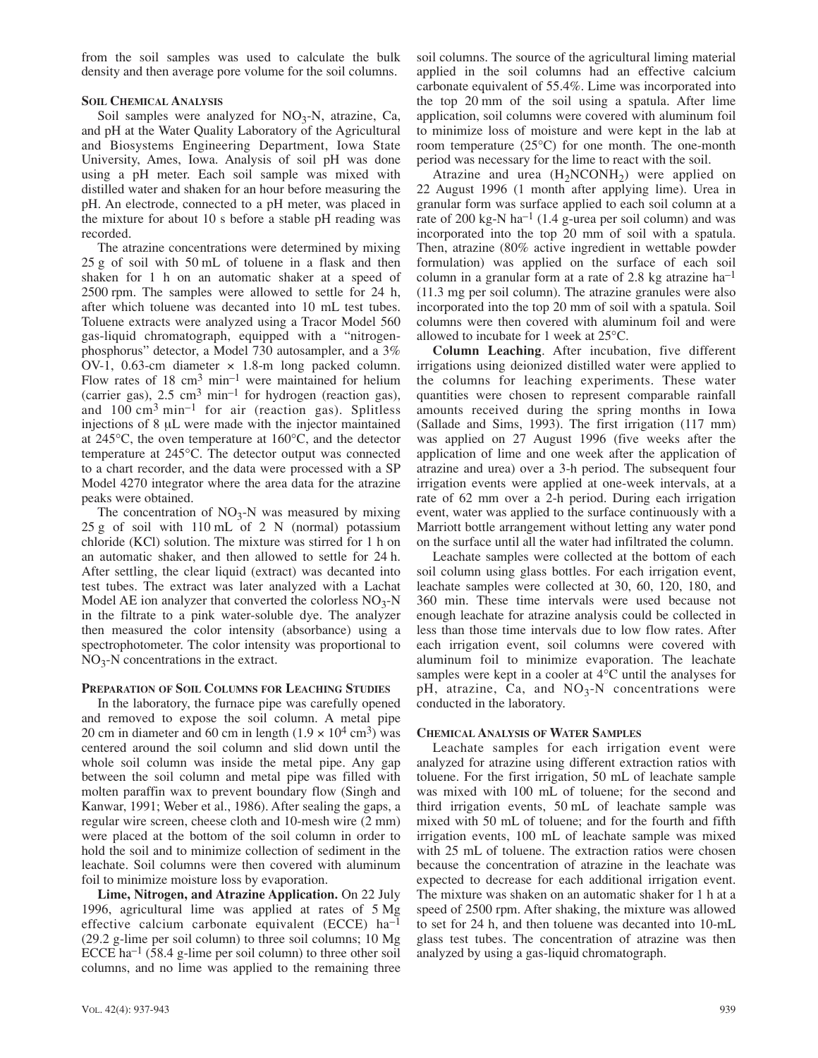from the soil samples was used to calculate the bulk density and then average pore volume for the soil columns.

### Soil Chemical Analysis

Soil samples were analyzed for $NO_3$-N, atrazine, Ca, and pH at the Water Quality Laboratory of the Agricultural and Biosystems Engineering Department, Iowa State University, Ames, Iowa. Analysis of soil pH was done using a pH meter. Each soil sample was mixed with distilled water and shaken for an hour before measuring the pH. An electrode, connected to a pH meter, was placed in the mixture for about 10 s before a stable pH reading was recorded.

The atrazine concentrations were determined by mixing 25 g of soil with 50 mL of toluene in a flask and then shaken for 1 h on an automatic shaker at a speed of 2500 rpm. The samples were allowed to settle for 24 h, after which toluene was decanted into 10 mL test tubes. Toluene extracts were analyzed using a Tracor Model 560 gas-liquid chromatograph, equipped with a "nitrogen-phosphorus" detector, a Model 730 autosampler, and a 3% OV-1, 0.63-cm diameter × 1.8-m long packed column. Flow rates of 18 $cm^3$ $min^{-1}$ were maintained for helium (carrier gas), 2.5 $cm^3$ $min^{-1}$ for hydrogen (reaction gas), and 100 $cm^3$ $min^{-1}$ for air (reaction gas). Splitless injections of 8 μL were made with the injector maintained at 245°C, the oven temperature at 160°C, and the detector temperature at 245°C. The detector output was connected to a chart recorder, and the data were processed with a SP Model 4270 integrator where the area data for the atrazine peaks were obtained.

The concentration of $NO_3$-N was measured by mixing 25 g of soil with 110 mL of 2 N (normal) potassium chloride (KCl) solution. The mixture was stirred for 1 h on an automatic shaker, and then allowed to settle for 24 h. After settling, the clear liquid (extract) was decanted into test tubes. The extract was later analyzed with a Lachat Model AE ion analyzer that converted the colorless $NO_3$-N in the filtrate to a pink water-soluble dye. The analyzer then measured the color intensity (absorbance) using a spectrophotometer. The color intensity was proportional to $NO_3$-N concentrations in the extract.

### Preparation of Soil Columns for Leaching Studies

In the laboratory, the furnace pipe was carefully opened and removed to expose the soil column. A metal pipe 20 cm in diameter and 60 cm in length ($1.9 \times 10^4$ $cm^3$) was centered around the soil column and slid down until the whole soil column was inside the metal pipe. Any gap between the soil column and metal pipe was filled with molten paraffin wax to prevent boundary flow (Singh and Kanwar, 1991; Weber et al., 1986). After sealing the gaps, a regular wire screen, cheese cloth and 10-mesh wire (2 mm) were placed at the bottom of the soil column in order to hold the soil and to minimize collection of sediment in the leachate. Soil columns were then covered with aluminum foil to minimize moisture loss by evaporation.

**Lime, Nitrogen, and Atrazine Application.** On 22 July 1996, agricultural lime was applied at rates of 5 Mg effective calcium carbonate equivalent (ECCE) $ha^{-1}$ (29.2 g-lime per soil column) to three soil columns; 10 Mg ECCE $ha^{-1}$ (58.4 g-lime per soil column) to three other soil columns, and no lime was applied to the remaining three soil columns. The source of the agricultural liming material applied in the soil columns had an effective calcium carbonate equivalent of 55.4%. Lime was incorporated into the top 20 mm of the soil using a spatula. After lime application, soil columns were covered with aluminum foil to minimize loss of moisture and were kept in the lab at room temperature (25°C) for one month. The one-month period was necessary for the lime to react with the soil.

Atrazine and urea ($H_2NCONH_2$) were applied on 22 August 1996 (1 month after applying lime). Urea in granular form was surface applied to each soil column at a rate of 200 kg-N $ha^{-1}$ (1.4 g-urea per soil column) and was incorporated into the top 20 mm of soil with a spatula. Then, atrazine (80% active ingredient in wettable powder formulation) was applied on the surface of each soil column in a granular form at a rate of 2.8 kg atrazine $ha^{-1}$ (11.3 mg per soil column). The atrazine granules were also incorporated into the top 20 mm of soil with a spatula. Soil columns were then covered with aluminum foil and were allowed to incubate for 1 week at 25°C.

**Column Leaching**. After incubation, five different irrigations using deionized distilled water were applied to the columns for leaching experiments. These water quantities were chosen to represent comparable rainfall amounts received during the spring months in Iowa (Sallade and Sims, 1993). The first irrigation (117 mm) was applied on 27 August 1996 (five weeks after the application of lime and one week after the application of atrazine and urea) over a 3-h period. The subsequent four irrigation events were applied at one-week intervals, at a rate of 62 mm over a 2-h period. During each irrigation event, water was applied to the surface continuously with a Marriott bottle arrangement without letting any water pond on the surface until all the water had infiltrated the column.

Leachate samples were collected at the bottom of each soil column using glass bottles. For each irrigation event, leachate samples were collected at 30, 60, 120, 180, and 360 min. These time intervals were used because not enough leachate for atrazine analysis could be collected in less than those time intervals due to low flow rates. After each irrigation event, soil columns were covered with aluminum foil to minimize evaporation. The leachate samples were kept in a cooler at 4°C until the analyses for pH, atrazine, Ca, and $NO_3$-N concentrations were conducted in the laboratory.

### Chemical Analysis of Water Samples

Leachate samples for each irrigation event were analyzed for atrazine using different extraction ratios with toluene. For the first irrigation, 50 mL of leachate sample was mixed with 100 mL of toluene; for the second and third irrigation events, 50 mL of leachate sample was mixed with 50 mL of toluene; and for the fourth and fifth irrigation events, 100 mL of leachate sample was mixed with 25 mL of toluene. The extraction ratios were chosen because the concentration of atrazine in the leachate was expected to decrease for each additional irrigation event. The mixture was shaken on an automatic shaker for 1 h at a speed of 2500 rpm. After shaking, the mixture was allowed to set for 24 h, and then toluene was decanted into 10-mL glass test tubes. The concentration of atrazine was then analyzed by using a gas-liquid chromatograph.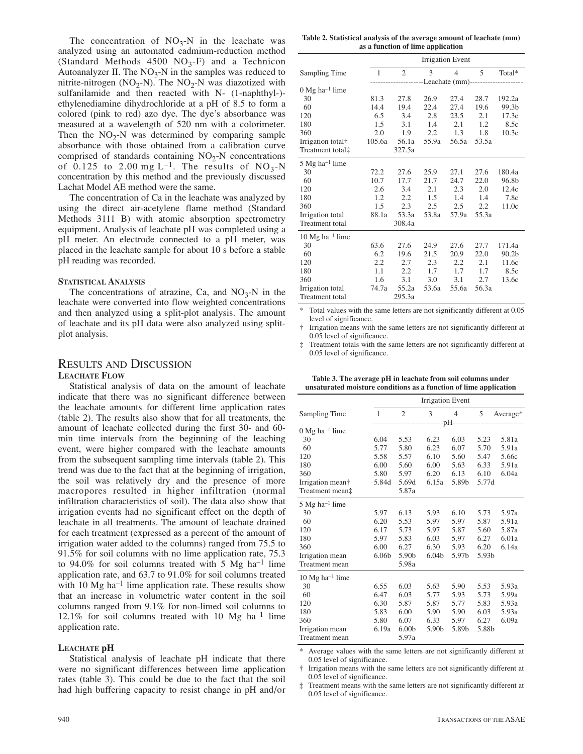The concentration of $NO_3$-N in the leachate was analyzed using an automated cadmium-reduction method (Standard Methods 4500 $NO_3$-F) and a Technicon Autoanalyzer II. The $NO_3$-N in the samples was reduced to nitrite-nitrogen ($NO_2$-N). The $NO_2$-N was diazotized with sulfanilamide and then reacted with N- (1-naphthyl-)-ethylenediamine dihydrochloride at a pH of 8.5 to form a colored (pink to red) azo dye. The dye's absorbance was measured at a wavelength of 520 nm with a colorimeter. Then the $NO_2$-N was determined by comparing sample absorbance with those obtained from a calibration curve comprised of standards containing $NO_2$-N concentrations of 0.125 to 2.00 mg $L^{-1}$. The results of $NO_3$-N concentration by this method and the previously discussed Lachat Model AE method were the same.

The concentration of Ca in the leachate was analyzed by using the direct air-acetylene flame method (Standard Methods 3111 B) with atomic absorption spectrometry equipment. Analysis of leachate pH was completed using a pH meter. An electrode connected to a pH meter, was placed in the leachate sample for about 10 s before a stable pH reading was recorded.

### Statistical Analysis

The concentrations of atrazine, Ca, and $NO_3$-N in the leachate were converted into flow weighted concentrations and then analyzed using a split-plot analysis. The amount of leachate and its pH data were also analyzed using split-plot analysis.

## Results and Discussion

### Leachate Flow

Statistical analysis of data on the amount of leachate indicate that there was no significant difference between the leachate amounts for different lime application rates (table 2). The results also show that for all treatments, the amount of leachate collected during the first 30- and 60-min time intervals from the beginning of the leaching event, were higher compared with the leachate amounts from the subsequent sampling time intervals (table 2). This trend was due to the fact that at the beginning of irrigation, the soil was relatively dry and the presence of more macropores resulted in higher infiltration (normal infiltration characteristics of soil). The data also show that irrigation events had no significant effect on the depth of leachate in all treatments. The amount of leachate drained for each treatment (expressed as a percent of the amount of irrigation water added to the columns) ranged from 75.5 to 91.5% for soil columns with no lime application rate, 75.3 to 94.0% for soil columns treated with 5 Mg $ha^{-1}$ lime application rate, and 63.7 to 91.0% for soil columns treated with 10 Mg $ha^{-1}$ lime application rate. These results show that an increase in volumetric water content in the soil columns ranged from 9.1% for non-limed soil columns to 12.1% for soil columns treated with 10 Mg $ha^{-1}$ lime application rate.

### Leachate pH

Statistical analysis of leachate pH indicate that there were no significant differences between lime application rates (table 3). This could be due to the fact that the soil had high buffering capacity to resist change in pH and/or

**Table 2. Statistical analysis of the average amount of leachate (mm) as a function of lime application**

| Sampling Time | Irrigation Event 1 | 2 | 3 | 4 | 5 | Total* |
|---|---|---|---|---|---|---|
| | Leachate (mm) | | | | | |
| 0 Mg $ha^{-1}$ lime | | | | | | |
| 30 | 81.3 | 27.8 | 26.9 | 27.4 | 28.7 | 192.2a |
| 60 | 14.4 | 19.4 | 22.4 | 27.4 | 19.6 | 99.3b |
| 120 | 6.5 | 3.4 | 2.8 | 23.5 | 2.1 | 17.3c |
| 180 | 1.5 | 3.1 | 1.4 | 2.1 | 1.2 | 8.5c |
| 360 | 2.0 | 1.9 | 2.2 | 1.3 | 1.8 | 10.3c |
| Irrigation total† | 105.6a | 56.1a | 55.9a | 56.5a | 53.5a | |
| Treatment total‡ | | 327.5a | | | | |
| 5 Mg $ha^{-1}$ lime | | | | | | |
| 30 | 72.2 | 27.6 | 25.9 | 27.1 | 27.6 | 180.4a |
| 60 | 10.7 | 17.7 | 21.7 | 24.7 | 22.0 | 96.8b |
| 120 | 2.6 | 3.4 | 2.1 | 2.3 | 2.0 | 12.4c |
| 180 | 1.2 | 2.2 | 1.5 | 1.4 | 1.4 | 7.8c |
| 360 | 1.5 | 2.3 | 2.5 | 2.5 | 2.2 | 11.0c |
| Irrigation total | 88.1a | 53.3a | 53.8a | 57.9a | 55.3a | |
| Treatment total | | 308.4a | | | | |
| 10 Mg $ha^{-1}$ lime | | | | | | |
| 30 | 63.6 | 27.6 | 24.9 | 27.6 | 27.7 | 171.4a |
| 60 | 6.2 | 19.6 | 21.5 | 20.9 | 22.0 | 90.2b |
| 120 | 2.2 | 2.7 | 2.3 | 2.2 | 2.1 | 11.6c |
| 180 | 1.1 | 2.2 | 1.7 | 1.7 | 1.7 | 8.5c |
| 360 | 1.6 | 3.1 | 3.0 | 3.1 | 2.7 | 13.6c |
| Irrigation total | 74.7a | 55.2a | 53.6a | 55.6a | 56.3a | |
| Treatment total | | 295.3a | | | | |

\* Total values with the same letters are not significantly different at 0.05 level of significance.

† Irrigation means with the same letters are not significantly different at 0.05 level of significance.

‡ Treatment totals with the same letters are not significantly different at 0.05 level of significance.

**Table 3. The average pH in leachate from soil columns under unsaturated moisture conditions as a function of lime application**

| Sampling Time | Irrigation Event 1 | 2 | 3 | 4 | 5 | Average* |
|---|---|---|---|---|---|---|
| | pH | | | | | |
| 0 Mg $ha^{-1}$ lime | | | | | | |
| 30 | 6.04 | 5.53 | 6.23 | 6.03 | 5.23 | 5.81a |
| 60 | 5.77 | 5.80 | 6.23 | 6.07 | 5.70 | 5.91a |
| 120 | 5.58 | 5.57 | 6.10 | 5.60 | 5.47 | 5.66c |
| 180 | 6.00 | 5.60 | 6.00 | 5.63 | 6.33 | 5.91a |
| 360 | 5.80 | 5.97 | 6.20 | 6.13 | 6.10 | 6.04a |
| Irrigation mean† | 5.84d | 5.69d | 6.15a | 5.89b | 5.77d | |
| Treatment mean‡ | | 5.87a | | | | |
| 5 Mg $ha^{-1}$ lime | | | | | | |
| 30 | 5.97 | 6.13 | 5.93 | 6.10 | 5.73 | 5.97a |
| 60 | 6.20 | 5.53 | 5.97 | 5.97 | 5.87 | 5.91a |
| 120 | 6.17 | 5.73 | 5.97 | 5.87 | 5.60 | 5.87a |
| 180 | 5.97 | 5.83 | 6.03 | 5.97 | 6.27 | 6.01a |
| 360 | 6.00 | 6.27 | 6.30 | 5.93 | 6.20 | 6.14a |
| Irrigation mean | 6.06b | 5.90b | 6.04b | 5.97b | 5.93b | |
| Treatment mean | | 5.98a | | | | |
| 10 Mg $ha^{-1}$ lime | | | | | | |
| 30 | 6.55 | 6.03 | 5.63 | 5.90 | 5.53 | 5.93a |
| 60 | 6.47 | 6.03 | 5.77 | 5.93 | 5.73 | 5.99a |
| 120 | 6.30 | 5.87 | 5.87 | 5.77 | 5.83 | 5.93a |
| 180 | 5.83 | 6.00 | 5.90 | 5.90 | 6.03 | 5.93a |
| 360 | 5.80 | 6.07 | 6.33 | 5.97 | 6.27 | 6.09a |
| Irrigation mean | 6.19a | 6.00b | 5.90b | 5.89b | 5.88b | |
| Treatment mean | | 5.97a | | | | |

\* Average values with the same letters are not significantly different at 0.05 level of significance.

† Irrigation means with the same letters are not significantly different at 0.05 level of significance.

‡ Treatment means with the same letters are not significantly different at 0.05 level of significance.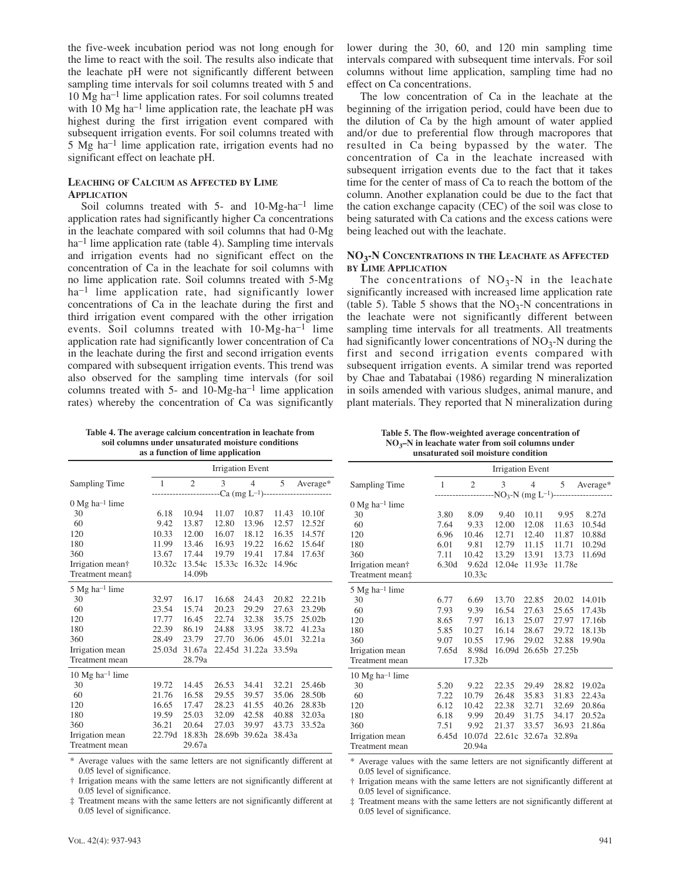the five-week incubation period was not long enough for the lime to react with the soil. The results also indicate that the leachate pH were not significantly different between sampling time intervals for soil columns treated with 5 and 10 Mg ha$^{-1}$ lime application rates. For soil columns treated with 10 Mg ha$^{-1}$ lime application rate, the leachate pH was highest during the first irrigation event compared with subsequent irrigation events. For soil columns treated with 5 Mg ha$^{-1}$ lime application rate, irrigation events had no significant effect on leachate pH.

### Leaching of Calcium as Affected by Lime Application

Soil columns treated with 5- and 10-Mg-ha$^{-1}$ lime application rates had significantly higher Ca concentrations in the leachate compared with soil columns that had 0-Mg ha$^{-1}$ lime application rate (table 4). Sampling time intervals and irrigation events had no significant effect on the concentration of Ca in the leachate for soil columns with no lime application rate. Soil columns treated with 5-Mg ha$^{-1}$ lime application rate, had significantly lower concentrations of Ca in the leachate during the first and third irrigation event compared with the other irrigation events. Soil columns treated with 10-Mg-ha$^{-1}$ lime application rate had significantly lower concentration of Ca in the leachate during the first and second irrigation events compared with subsequent irrigation events. This trend was also observed for the sampling time intervals (for soil columns treated with 5- and 10-Mg-ha$^{-1}$ lime application rates) whereby the concentration of Ca was significantly lower during the 30, 60, and 120 min sampling time intervals compared with subsequent time intervals. For soil columns without lime application, sampling time had no effect on Ca concentrations.

The low concentration of Ca in the leachate at the beginning of the irrigation period, could have been due to the dilution of Ca by the high amount of water applied and/or due to preferential flow through macropores that resulted in Ca being bypassed by the water. The concentration of Ca in the leachate increased with subsequent irrigation events due to the fact that it takes time for the center of mass of Ca to reach the bottom of the column. Another explanation could be due to the fact that the cation exchange capacity (CEC) of the soil was close to being saturated with Ca cations and the excess cations were being leached out with the leachate.

### $NO_3$-N Concentrations in the Leachate as Affected by Lime Application

The concentrations of $NO_3$-N in the leachate significantly increased with increased lime application rate (table 5). Table 5 shows that the $NO_3$-N concentrations in the leachate were not significantly different between sampling time intervals for all treatments. All treatments had significantly lower concentrations of $NO_3$-N during the first and second irrigation events compared with subsequent irrigation events. A similar trend was reported by Chae and Tabatabai (1986) regarding N mineralization in soils amended with various sludges, animal manure, and plant materials. They reported that N mineralization during

**Table 4. The average calcium concentration in leachate from soil columns under unsaturated moisture conditions as a function of lime application**

| Sampling Time | Irrigation Event 1 | 2 | 3 | 4 | 5 | Average* |
|---|---|---|---|---|---|---|
| | Ca (mg L$^{-1}$) | | | | | |
| 0 Mg ha$^{-1}$ lime | | | | | | |
| 30 | 6.18 | 10.94 | 11.07 | 10.87 | 11.43 | 10.10f |
| 60 | 9.42 | 13.87 | 12.80 | 13.96 | 12.57 | 12.52f |
| 120 | 10.33 | 12.00 | 16.07 | 18.12 | 16.35 | 14.57f |
| 180 | 11.99 | 13.46 | 16.93 | 19.22 | 16.62 | 15.64f |
| 360 | 13.67 | 17.44 | 19.79 | 19.41 | 17.84 | 17.63f |
| Irrigation mean† | 10.32c | 13.54c | 15.33c | 16.32c | 14.96c | |
| Treatment mean‡ | | 14.09b | | | | |
| 5 Mg ha$^{-1}$ lime | | | | | | |
| 30 | 32.97 | 16.17 | 16.68 | 24.43 | 20.82 | 22.21b |
| 60 | 23.54 | 15.74 | 20.23 | 29.29 | 27.63 | 23.29b |
| 120 | 17.77 | 16.45 | 22.74 | 32.38 | 35.75 | 25.02b |
| 180 | 22.39 | 86.19 | 24.88 | 33.95 | 38.72 | 41.23a |
| 360 | 28.49 | 23.79 | 27.70 | 36.06 | 45.01 | 32.21a |
| Irrigation mean | 25.03d | 31.67a | 22.45d | 31.22a | 33.59a | |
| Treatment mean | | 28.79a | | | | |
| 10 Mg ha$^{-1}$ lime | | | | | | |
| 30 | 19.72 | 14.45 | 26.53 | 34.41 | 32.21 | 25.46b |
| 60 | 21.76 | 16.58 | 29.55 | 39.57 | 35.06 | 28.50b |
| 120 | 16.65 | 17.47 | 28.23 | 41.55 | 40.26 | 28.83b |
| 180 | 19.59 | 25.03 | 32.09 | 42.58 | 40.88 | 32.03a |
| 360 | 36.21 | 20.64 | 27.03 | 39.97 | 43.73 | 33.52a |
| Irrigation mean | 22.79d | 18.83h | 28.69b | 39.62a | 38.43a | |
| Treatment mean | | 29.67a | | | | |

\* Average values with the same letters are not significantly different at 0.05 level of significance.

† Irrigation means with the same letters are not significantly different at 0.05 level of significance.

‡ Treatment means with the same letters are not significantly different at 0.05 level of significance.

**Table 5. The flow-weighted average concentration of $NO_3$–N in leachate water from soil columns under unsaturated soil moisture condition**

| Sampling Time | Irrigation Event 1 | 2 | 3 | 4 | 5 | Average* |
|---|---|---|---|---|---|---|
| | $NO_3$-N (mg L$^{-1}$) | | | | | |
| 0 Mg ha$^{-1}$ lime | | | | | | |
| 30 | 3.80 | 8.09 | 9.40 | 10.11 | 9.95 | 8.27d |
| 60 | 7.64 | 9.33 | 12.00 | 12.08 | 11.63 | 10.54d |
| 120 | 6.96 | 10.46 | 12.71 | 12.40 | 11.87 | 10.88d |
| 180 | 6.01 | 9.81 | 12.79 | 11.15 | 11.71 | 10.29d |
| 360 | 7.11 | 10.42 | 13.29 | 13.91 | 13.73 | 11.69d |
| Irrigation mean† | 6.30d | 9.62d | 12.04e | 11.93e | 11.78e | |
| Treatment mean‡ | | 10.33c | | | | |
| 5 Mg ha$^{-1}$ lime | | | | | | |
| 30 | 6.77 | 6.69 | 13.70 | 22.85 | 20.02 | 14.01b |
| 60 | 7.93 | 9.39 | 16.54 | 27.63 | 25.65 | 17.43b |
| 120 | 8.65 | 7.97 | 16.13 | 25.07 | 27.97 | 17.16b |
| 180 | 5.85 | 10.27 | 16.14 | 28.67 | 29.72 | 18.13b |
| 360 | 9.07 | 10.55 | 17.96 | 29.02 | 32.88 | 19.90a |
| Irrigation mean | 7.65d | 8.98d | 16.09d | 26.65b | 27.25b | |
| Treatment mean | | 17.32b | | | | |
| 10 Mg ha$^{-1}$ lime | | | | | | |
| 30 | 5.20 | 9.22 | 22.35 | 29.49 | 28.82 | 19.02a |
| 60 | 7.22 | 10.79 | 26.48 | 35.83 | 31.83 | 22.43a |
| 120 | 6.12 | 10.42 | 22.38 | 32.71 | 32.69 | 20.86a |
| 180 | 6.18 | 9.99 | 20.49 | 31.75 | 34.17 | 20.52a |
| 360 | 7.51 | 9.92 | 21.37 | 33.57 | 36.93 | 21.86a |
| Irrigation mean | 6.45d | 10.07d | 22.61c | 32.67a | 32.89a | |
| Treatment mean | | 20.94a | | | | |

\* Average values with the same letters are not significantly different at 0.05 level of significance.

† Irrigation means with the same letters are not significantly different at 0.05 level of significance.

‡ Treatment means with the same letters are not significantly different at 0.05 level of significance.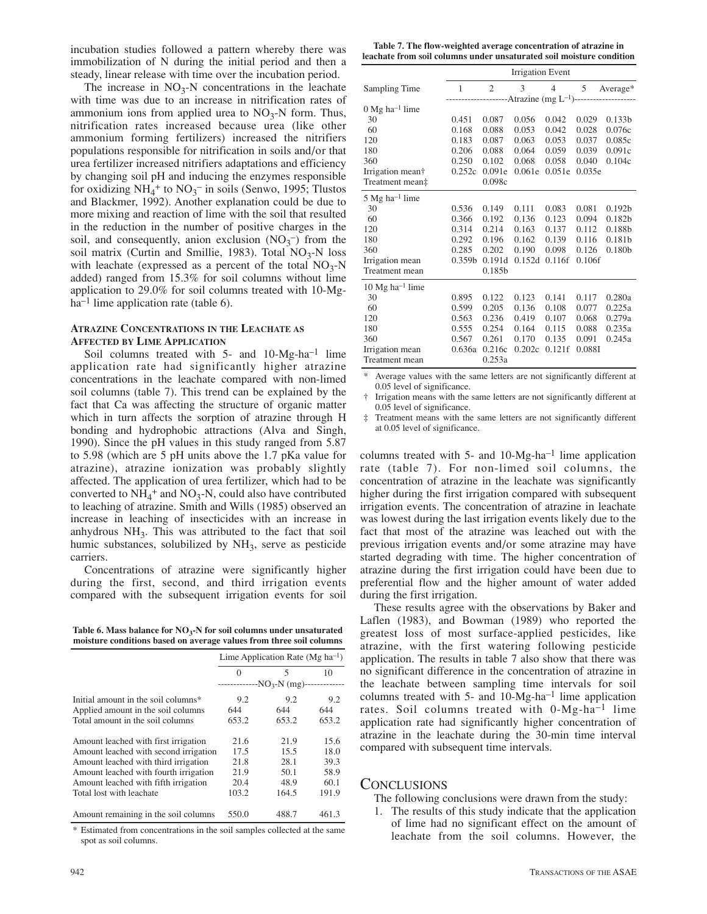incubation studies followed a pattern whereby there was immobilization of N during the initial period and then a steady, linear release with time over the incubation period.

The increase in $NO_3$-N concentrations in the leachate with time was due to an increase in nitrification rates of ammonium ions from applied urea to $NO_3$-N form. Thus, nitrification rates increased because urea (like other ammonium forming fertilizers) increased the nitrifiers populations responsible for nitrification in soils and/or that urea fertilizer increased nitrifiers adaptations and efficiency by changing soil pH and inducing the enzymes responsible for oxidizing $NH_4^+$ to $NO_3^-$ in soils (Senwo, 1995; Tlustos and Blackmer, 1992). Another explanation could be due to more mixing and reaction of lime with the soil that resulted in the reduction in the number of positive charges in the soil, and consequently, anion exclusion ($NO_3^-$) from the soil matrix (Curtin and Smillie, 1983). Total $NO_3$-N loss with leachate (expressed as a percent of the total $NO_3$-N added) ranged from 15.3% for soil columns without lime application to 29.0% for soil columns treated with 10-Mg-ha$^{-1}$ lime application rate (table 6).

### Atrazine Concentrations in the Leachate as Affected by Lime Application

Soil columns treated with 5- and 10-Mg-ha$^{-1}$ lime application rate had significantly higher atrazine concentrations in the leachate compared with non-limed soil columns (table 7). This trend can be explained by the fact that Ca was affecting the structure of organic matter which in turn affects the sorption of atrazine through H bonding and hydrophobic attractions (Alva and Singh, 1990). Since the pH values in this study ranged from 5.87 to 5.98 (which are 5 pH units above the 1.7 pKa value for atrazine), atrazine ionization was probably slightly affected. The application of urea fertilizer, which had to be converted to $NH_4^+$ and $NO_3$-N, could also have contributed to leaching of atrazine. Smith and Wills (1985) observed an increase in leaching of insecticides with an increase in anhydrous $NH_3$. This was attributed to the fact that soil humic substances, solubilized by $NH_3$, serve as pesticide carriers.

Concentrations of atrazine were significantly higher during the first, second, and third irrigation events compared with the subsequent irrigation events for soil columns treated with 5- and 10-Mg-ha$^{-1}$ lime application rate (table 7). For non-limed soil columns, the concentration of atrazine in the leachate was significantly higher during the first irrigation compared with subsequent irrigation events. The concentration of atrazine in leachate was lowest during the last irrigation events likely due to the fact that most of the atrazine was leached out with the previous irrigation events and/or some atrazine may have started degrading with time. The higher concentration of atrazine during the first irrigation could have been due to preferential flow and the higher amount of water added during the first irrigation.

These results agree with the observations by Baker and Laflen (1983), and Bowman (1989) who reported the greatest loss of most surface-applied pesticides, like atrazine, with the first watering following pesticide application. The results in table 7 also show that there was no significant difference in the concentration of atrazine in the leachate between sampling time intervals for soil columns treated with 5- and 10-Mg-ha$^{-1}$ lime application rates. Soil columns treated with 0-Mg-ha$^{-1}$ lime application rate had significantly higher concentration of atrazine in the leachate during the 30-min time interval compared with subsequent time intervals.

**Table 6. Mass balance for $NO_3$-N for soil columns under unsaturated moisture conditions based on average values from three soil columns**

| | Lime Application Rate (Mg ha$^{-1}$) | | |
|---|---|---|---|
| | 0 | 5 | 10 |
| | $NO_3$-N (mg) | | |
| Initial amount in the soil columns* | 9.2 | 9.2 | 9.2 |
| Applied amount in the soil columns | 644 | 644 | 644 |
| Total amount in the soil columns | 653.2 | 653.2 | 653.2 |
| Amount leached with first irrigation | 21.6 | 21.9 | 15.6 |
| Amount leached with second irrigation | 17.5 | 15.5 | 18.0 |
| Amount leached with third irrigation | 21.8 | 28.1 | 39.3 |
| Amount leached with fourth irrigation | 21.9 | 50.1 | 58.9 |
| Amount leached with fifth irrigation | 20.4 | 48.9 | 60.1 |
| Total lost with leachate | 103.2 | 164.5 | 191.9 |
| Amount remaining in the soil columns | 550.0 | 488.7 | 461.3 |

\* Estimated from concentrations in the soil samples collected at the same spot as soil columns.

**Table 7. The flow-weighted average concentration of atrazine in leachate from soil columns under unsaturated soil moisture condition**

| | Irrigation Event | | | | | |
|---|---|---|---|---|---|---|
| Sampling Time | 1 | 2 | 3 | 4 | 5 | Average* |
| | Atrazine (mg L$^{-1}$) | | | | | |
| **0 Mg ha$^{-1}$ lime** | | | | | | |
| 30 | 0.451 | 0.087 | 0.056 | 0.042 | 0.029 | 0.133b |
| 60 | 0.168 | 0.088 | 0.053 | 0.042 | 0.028 | 0.076c |
| 120 | 0.183 | 0.087 | 0.063 | 0.053 | 0.037 | 0.085c |
| 180 | 0.206 | 0.088 | 0.064 | 0.059 | 0.039 | 0.091c |
| 360 | 0.250 | 0.102 | 0.068 | 0.058 | 0.040 | 0.104c |
| Irrigation mean† | 0.252c | 0.091e | 0.061e | 0.051e | 0.035e | |
| Treatment mean‡ | | 0.098c | | | | |
| **5 Mg ha$^{-1}$ lime** | | | | | | |
| 30 | 0.536 | 0.149 | 0.111 | 0.083 | 0.081 | 0.192b |
| 60 | 0.366 | 0.192 | 0.136 | 0.123 | 0.094 | 0.182b |
| 120 | 0.314 | 0.214 | 0.163 | 0.137 | 0.112 | 0.188b |
| 180 | 0.292 | 0.196 | 0.162 | 0.139 | 0.116 | 0.181b |
| 360 | 0.285 | 0.202 | 0.190 | 0.098 | 0.126 | 0.180b |
| Irrigation mean | 0.359b | 0.191d | 0.152d | 0.116f | 0.106f | |
| Treatment mean | | 0.185b | | | | |
| **10 Mg ha$^{-1}$ lime** | | | | | | |
| 30 | 0.895 | 0.122 | 0.123 | 0.141 | 0.117 | 0.280a |
| 60 | 0.599 | 0.205 | 0.136 | 0.108 | 0.077 | 0.225a |
| 120 | 0.563 | 0.236 | 0.419 | 0.107 | 0.068 | 0.279a |
| 180 | 0.555 | 0.254 | 0.164 | 0.115 | 0.088 | 0.235a |
| 360 | 0.567 | 0.261 | 0.170 | 0.135 | 0.091 | 0.245a |
| Irrigation mean | 0.636a | 0.216c | 0.202c | 0.121f | 0.088I | |
| Treatment mean | | 0.253a | | | | |

\* Average values with the same letters are not significantly different at 0.05 level of significance.

† Irrigation means with the same letters are not significantly different at 0.05 level of significance.

‡ Treatment means with the same letters are not significantly different at 0.05 level of significance.

## Conclusions

The following conclusions were drawn from the study:

1. The results of this study indicate that the application of lime had no significant effect on the amount of leachate from the soil columns. However, the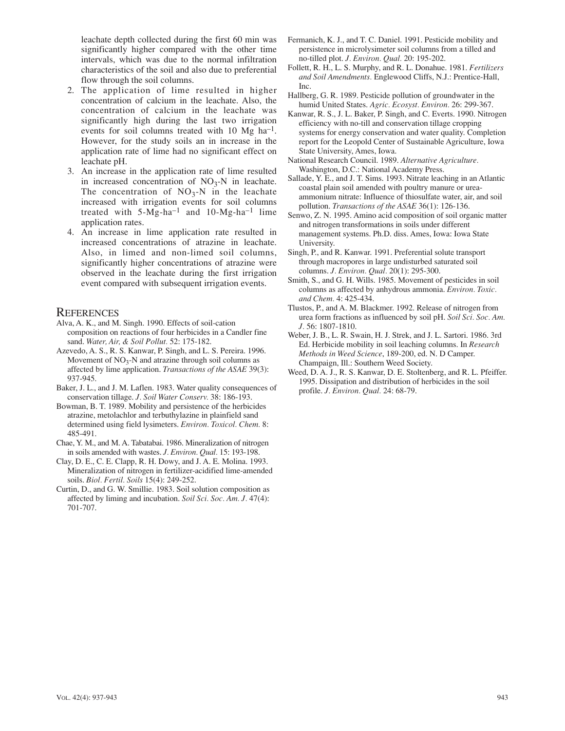leachate depth collected during the first 60 min was significantly higher compared with the other time intervals, which was due to the normal infiltration characteristics of the soil and also due to preferential flow through the soil columns.

2. The application of lime resulted in higher concentration of calcium in the leachate. Also, the concentration of calcium in the leachate was significantly high during the last two irrigation events for soil columns treated with 10 Mg $ha^{-1}$. However, for the study soils an in increase in the application rate of lime had no significant effect on leachate pH.
3. An increase in the application rate of lime resulted in increased concentration of $NO_3$-N in leachate. The concentration of $NO_3$-N in the leachate increased with irrigation events for soil columns treated with 5-Mg-$ha^{-1}$ and 10-Mg-$ha^{-1}$ lime application rates.
4. An increase in lime application rate resulted in increased concentrations of atrazine in leachate. Also, in limed and non-limed soil columns, significantly higher concentrations of atrazine were observed in the leachate during the first irrigation event compared with subsequent irrigation events.

## REFERENCES

Alva, A. K., and M. Singh. 1990. Effects of soil-cation composition on reactions of four herbicides in a Candler fine sand. *Water, Air, & Soil Pollut.* 52: 175-182.

Azevedo, A. S., R. S. Kanwar, P. Singh, and L. S. Pereira. 1996. Movement of $NO_3$-N and atrazine through soil columns as affected by lime application. *Transactions of the ASAE* 39(3): 937-945.

Baker, J. L., and J. M. Laflen. 1983. Water quality consequences of conservation tillage. *J. Soil Water Conserv.* 38: 186-193.

Bowman, B. T. 1989. Mobility and persistence of the herbicides atrazine, metolachlor and terbuthylazine in plainfield sand determined using field lysimeters. *Environ. Toxicol. Chem.* 8: 485-491.

Chae, Y. M., and M. A. Tabatabai. 1986. Mineralization of nitrogen in soils amended with wastes. *J. Environ. Qual.* 15: 193-198.

Clay, D. E., C. E. Clapp, R. H. Dowy, and J. A. E. Molina. 1993. Mineralization of nitrogen in fertilizer-acidified lime-amended soils. *Biol. Fertil. Soils* 15(4): 249-252.

Curtin, D., and G. W. Smillie. 1983. Soil solution composition as affected by liming and incubation. *Soil Sci. Soc. Am. J.* 47(4): 701-707.

Fermanich, K. J., and T. C. Daniel. 1991. Pesticide mobility and persistence in microlysimeter soil columns from a tilled and no-tilled plot. *J. Environ. Qual.* 20: 195-202.

Follett, R. H., L. S. Murphy, and R. L. Donahue. 1981. *Fertilizers and Soil Amendments.* Englewood Cliffs, N.J.: Prentice-Hall, Inc.

Hallberg, G. R. 1989. Pesticide pollution of groundwater in the humid United States. *Agric. Ecosyst. Environ.* 26: 299-367.

Kanwar, R. S., J. L. Baker, P. Singh, and C. Everts. 1990. Nitrogen efficiency with no-till and conservation tillage cropping systems for energy conservation and water quality. Completion report for the Leopold Center of Sustainable Agriculture, Iowa State University, Ames, Iowa.

National Research Council. 1989. *Alternative Agriculture.* Washington, D.C.: National Academy Press.

Sallade, Y. E., and J. T. Sims. 1993. Nitrate leaching in an Atlantic coastal plain soil amended with poultry manure or urea-ammonium nitrate: Influence of thiosulfate water, air, and soil pollution. *Transactions of the ASAE* 36(1): 126-136.

Senwo, Z. N. 1995. Amino acid composition of soil organic matter and nitrogen transformations in soils under different management systems. Ph.D. diss. Ames, Iowa: Iowa State University.

Singh, P., and R. Kanwar. 1991. Preferential solute transport through macropores in large undisturbed saturated soil columns. *J. Environ. Qual.* 20(1): 295-300.

Smith, S., and G. H. Wills. 1985. Movement of pesticides in soil columns as affected by anhydrous ammonia. *Environ. Toxic. and Chem.* 4: 425-434.

Tlustos, P., and A. M. Blackmer. 1992. Release of nitrogen from urea form fractions as influenced by soil pH. *Soil Sci. Soc. Am. J.* 56: 1807-1810.

Weber, J. B., L. R. Swain, H. J. Strek, and J. L. Sartori. 1986. 3rd Ed. Herbicide mobility in soil leaching columns. In *Research Methods in Weed Science*, 189-200, ed. N. D Camper. Champaign, Ill.: Southern Weed Society.

Weed, D. A. J., R. S. Kanwar, D. E. Stoltenberg, and R. L. Pfeiffer. 1995. Dissipation and distribution of herbicides in the soil profile. *J. Environ. Qual.* 24: 68-79.